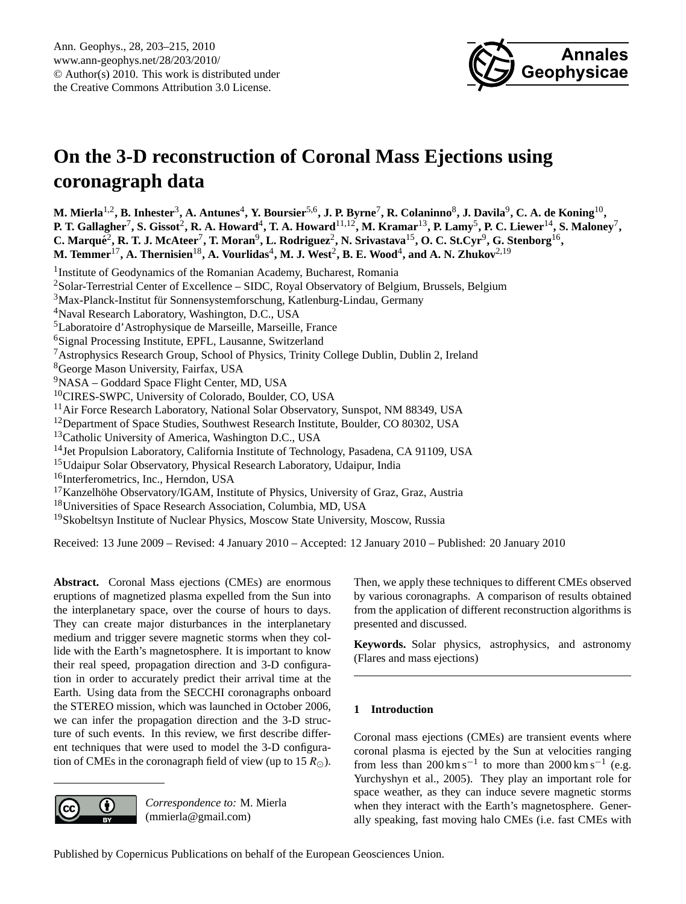# On the 3-D reconstruction of Coronal Mass Ejections using coronagraph data

**M. Mierla[1,2], B. Inhester[3], A. Antunes[4], Y. Boursier[5,6], J. P. Byrne[7], R. Colaninno[8], J. Davila[9], C. A. de Koning[10], P. T. Gallagher[7], S. Gissot[2], R. A. Howard[4], T. A. Howard[11,12], M. Kramar[13], P. Lamy[5], P. C. Liewer[14], S. Maloney[7], C. Marqué[2], R. T. J. McAteer[7], T. Moran[9], L. Rodriguez[2], N. Srivastava[15], O. C. St.Cyr[9], G. Stenborg[16], M. Temmer[17], A. Thernisien[18], A. Vourlidas[4], M. J. West[2], B. E. Wood[4], and A. N. Zhukov[2,19]**

[1]Institute of Geodynamics of the Romanian Academy, Bucharest, Romania
[2]Solar-Terrestrial Center of Excellence – SIDC, Royal Observatory of Belgium, Brussels, Belgium
[3]Max-Planck-Institut für Sonnensystemforschung, Katlenburg-Lindau, Germany
[4]Naval Research Laboratory, Washington, D.C., USA
[5]Laboratoire d'Astrophysique de Marseille, Marseille, France
[6]Signal Processing Institute, EPFL, Lausanne, Switzerland
[7]Astrophysics Research Group, School of Physics, Trinity College Dublin, Dublin 2, Ireland
[8]George Mason University, Fairfax, USA
[9]NASA – Goddard Space Flight Center, MD, USA
[10]CIRES-SWPC, University of Colorado, Boulder, CO, USA
[11]Air Force Research Laboratory, National Solar Observatory, Sunspot, NM 88349, USA
[12]Department of Space Studies, Southwest Research Institute, Boulder, CO 80302, USA
[13]Catholic University of America, Washington D.C., USA
[14]Jet Propulsion Laboratory, California Institute of Technology, Pasadena, CA 91109, USA
[15]Udaipur Solar Observatory, Physical Research Laboratory, Udaipur, India
[16]Interferometrics, Inc., Herndon, USA
[17]Kanzelhöhe Observatory/IGAM, Institute of Physics, University of Graz, Graz, Austria
[18]Universities of Space Research Association, Columbia, MD, USA
[19]Skobeltsyn Institute of Nuclear Physics, Moscow State University, Moscow, Russia

Received: 13 June 2009 – Revised: 4 January 2010 – Accepted: 12 January 2010 – Published: 20 January 2010

**Abstract.** Coronal Mass ejections (CMEs) are enormous eruptions of magnetized plasma expelled from the Sun into the interplanetary space, over the course of hours to days. They can create major disturbances in the interplanetary medium and trigger severe magnetic storms when they collide with the Earth's magnetosphere. It is important to know their real speed, propagation direction and 3-D configuration in order to accurately predict their arrival time at the Earth. Using data from the SECCHI coronagraphs onboard the STEREO mission, which was launched in October 2006, we can infer the propagation direction and the 3-D structure of such events. In this review, we first describe different techniques that were used to model the 3-D configuration of CMEs in the coronagraph field of view (up to 15 $R_\odot$). Then, we apply these techniques to different CMEs observed by various coronagraphs. A comparison of results obtained from the application of different reconstruction algorithms is presented and discussed.

**Keywords.** Solar physics, astrophysics, and astronomy (Flares and mass ejections)

*Correspondence to:* M. Mierla (mmierla@gmail.com)

## 1 Introduction

Coronal mass ejections (CMEs) are transient events where coronal plasma is ejected by the Sun at velocities ranging from less than 200 km s$^{-1}$ to more than 2000 km s$^{-1}$ (e.g. Yurchyshyn et al., 2005). They play an important role for space weather, as they can induce severe magnetic storms when they interact with the Earth's magnetosphere. Generally speaking, fast moving halo CMEs (i.e. fast CMEs with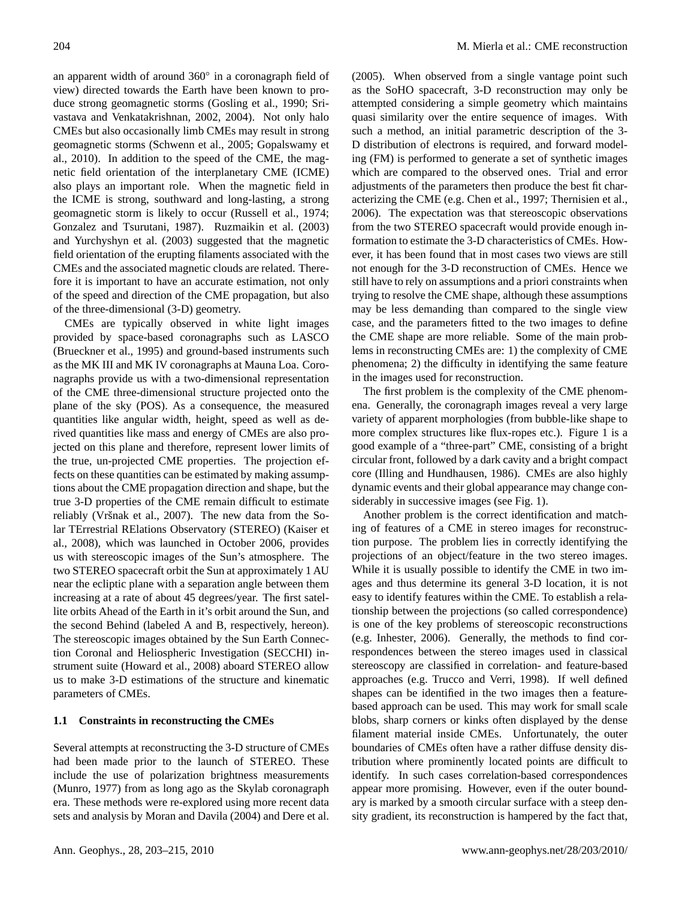an apparent width of around 360° in a coronagraph field of view) directed towards the Earth have been known to produce strong geomagnetic storms (Gosling et al., 1990; Srivastava and Venkatakrishnan, 2002, 2004). Not only halo CMEs but also occasionally limb CMEs may result in strong geomagnetic storms (Schwenn et al., 2005; Gopalswamy et al., 2010). In addition to the speed of the CME, the magnetic field orientation of the interplanetary CME (ICME) also plays an important role. When the magnetic field in the ICME is strong, southward and long-lasting, a strong geomagnetic storm is likely to occur (Russell et al., 1974; Gonzalez and Tsurutani, 1987). Ruzmaikin et al. (2003) and Yurchyshyn et al. (2003) suggested that the magnetic field orientation of the erupting filaments associated with the CMEs and the associated magnetic clouds are related. Therefore it is important to have an accurate estimation, not only of the speed and direction of the CME propagation, but also of the three-dimensional (3-D) geometry.

CMEs are typically observed in white light images provided by space-based coronagraphs such as LASCO (Brueckner et al., 1995) and ground-based instruments such as the MK III and MK IV coronagraphs at Mauna Loa. Coronagraphs provide us with a two-dimensional representation of the CME three-dimensional structure projected onto the plane of the sky (POS). As a consequence, the measured quantities like angular width, height, speed as well as derived quantities like mass and energy of CMEs are also projected on this plane and therefore, represent lower limits of the true, un-projected CME properties. The projection effects on these quantities can be estimated by making assumptions about the CME propagation direction and shape, but the true 3-D properties of the CME remain difficult to estimate reliably (Vršnak et al., 2007). The new data from the Solar TErrestrial RElations Observatory (STEREO) (Kaiser et al., 2008), which was launched in October 2006, provides us with stereoscopic images of the Sun's atmosphere. The two STEREO spacecraft orbit the Sun at approximately 1 AU near the ecliptic plane with a separation angle between them increasing at a rate of about 45 degrees/year. The first satellite orbits Ahead of the Earth in it's orbit around the Sun, and the second Behind (labeled A and B, respectively, hereon). The stereoscopic images obtained by the Sun Earth Connection Coronal and Heliospheric Investigation (SECCHI) instrument suite (Howard et al., 2008) aboard STEREO allow us to make 3-D estimations of the structure and kinematic parameters of CMEs.

### 1.1 Constraints in reconstructing the CMEs

Several attempts at reconstructing the 3-D structure of CMEs had been made prior to the launch of STEREO. These include the use of polarization brightness measurements (Munro, 1977) from as long ago as the Skylab coronagraph era. These methods were re-explored using more recent data sets and analysis by Moran and Davila (2004) and Dere et al. (2005). When observed from a single vantage point such as the SoHO spacecraft, 3-D reconstruction may only be attempted considering a simple geometry which maintains quasi similarity over the entire sequence of images. With such a method, an initial parametric description of the 3-D distribution of electrons is required, and forward modeling (FM) is performed to generate a set of synthetic images which are compared to the observed ones. Trial and error adjustments of the parameters then produce the best fit characterizing the CME (e.g. Chen et al., 1997; Thernisien et al., 2006). The expectation was that stereoscopic observations from the two STEREO spacecraft would provide enough information to estimate the 3-D characteristics of CMEs. However, it has been found that in most cases two views are still not enough for the 3-D reconstruction of CMEs. Hence we still have to rely on assumptions and a priori constraints when trying to resolve the CME shape, although these assumptions may be less demanding than compared to the single view case, and the parameters fitted to the two images to define the CME shape are more reliable. Some of the main problems in reconstructing CMEs are: 1) the complexity of CME phenomena; 2) the difficulty in identifying the same feature in the images used for reconstruction.

The first problem is the complexity of the CME phenomena. Generally, the coronagraph images reveal a very large variety of apparent morphologies (from bubble-like shape to more complex structures like flux-ropes etc.). Figure 1 is a good example of a "three-part" CME, consisting of a bright circular front, followed by a dark cavity and a bright compact core (Illing and Hundhausen, 1986). CMEs are also highly dynamic events and their global appearance may change considerably in successive images (see Fig. 1).

Another problem is the correct identification and matching of features of a CME in stereo images for reconstruction purpose. The problem lies in correctly identifying the projections of an object/feature in the two stereo images. While it is usually possible to identify the CME in two images and thus determine its general 3-D location, it is not easy to identify features within the CME. To establish a relationship between the projections (so called correspondence) is one of the key problems of stereoscopic reconstructions (e.g. Inhester, 2006). Generally, the methods to find correspondences between the stereo images used in classical stereoscopy are classified in correlation- and feature-based approaches (e.g. Trucco and Verri, 1998). If well defined shapes can be identified in the two images then a feature-based approach can be used. This may work for small scale blobs, sharp corners or kinks often displayed by the dense filament material inside CMEs. Unfortunately, the outer boundaries of CMEs often have a rather diffuse density distribution where prominently located points are difficult to identify. In such cases correlation-based correspondences appear more promising. However, even if the outer boundary is marked by a smooth circular surface with a steep density gradient, its reconstruction is hampered by the fact that,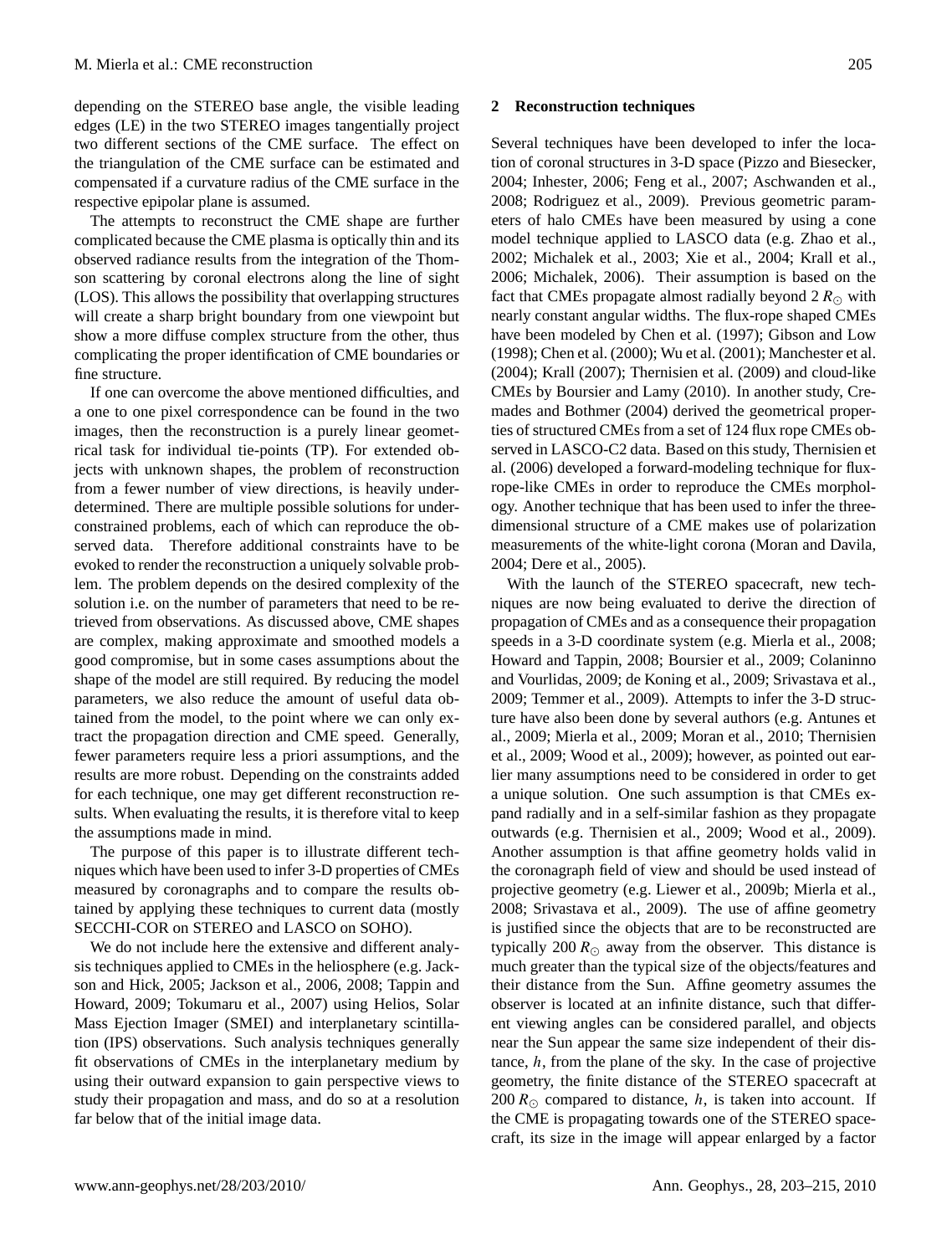depending on the STEREO base angle, the visible leading edges (LE) in the two STEREO images tangentially project two different sections of the CME surface. The effect on the triangulation of the CME surface can be estimated and compensated if a curvature radius of the CME surface in the respective epipolar plane is assumed.

The attempts to reconstruct the CME shape are further complicated because the CME plasma is optically thin and its observed radiance results from the integration of the Thomson scattering by coronal electrons along the line of sight (LOS). This allows the possibility that overlapping structures will create a sharp bright boundary from one viewpoint but show a more diffuse complex structure from the other, thus complicating the proper identification of CME boundaries or fine structure.

If one can overcome the above mentioned difficulties, and a one to one pixel correspondence can be found in the two images, then the reconstruction is a purely linear geometrical task for individual tie-points (TP). For extended objects with unknown shapes, the problem of reconstruction from a fewer number of view directions, is heavily underdetermined. There are multiple possible solutions for underconstrained problems, each of which can reproduce the observed data. Therefore additional constraints have to be evoked to render the reconstruction a uniquely solvable problem. The problem depends on the desired complexity of the solution i.e. on the number of parameters that need to be retrieved from observations. As discussed above, CME shapes are complex, making approximate and smoothed models a good compromise, but in some cases assumptions about the shape of the model are still required. By reducing the model parameters, we also reduce the amount of useful data obtained from the model, to the point where we can only extract the propagation direction and CME speed. Generally, fewer parameters require less a priori assumptions, and the results are more robust. Depending on the constraints added for each technique, one may get different reconstruction results. When evaluating the results, it is therefore vital to keep the assumptions made in mind.

The purpose of this paper is to illustrate different techniques which have been used to infer 3-D properties of CMEs measured by coronagraphs and to compare the results obtained by applying these techniques to current data (mostly SECCHI-COR on STEREO and LASCO on SOHO).

We do not include here the extensive and different analysis techniques applied to CMEs in the heliosphere (e.g. Jackson and Hick, 2005; Jackson et al., 2006, 2008; Tappin and Howard, 2009; Tokumaru et al., 2007) using Helios, Solar Mass Ejection Imager (SMEI) and interplanetary scintillation (IPS) observations. Such analysis techniques generally fit observations of CMEs in the interplanetary medium by using their outward expansion to gain perspective views to study their propagation and mass, and do so at a resolution far below that of the initial image data.

## 2 Reconstruction techniques

Several techniques have been developed to infer the location of coronal structures in 3-D space (Pizzo and Biesecker, 2004; Inhester, 2006; Feng et al., 2007; Aschwanden et al., 2008; Rodriguez et al., 2009). Previous geometric parameters of halo CMEs have been measured by using a cone model technique applied to LASCO data (e.g. Zhao et al., 2002; Michalek et al., 2003; Xie et al., 2004; Krall et al., 2006; Michalek, 2006). Their assumption is based on the fact that CMEs propagate almost radially beyond 2 $R_\odot$ with nearly constant angular widths. The flux-rope shaped CMEs have been modeled by Chen et al. (1997); Gibson and Low (1998); Chen et al. (2000); Wu et al. (2001); Manchester et al. (2004); Krall (2007); Thernisien et al. (2009) and cloud-like CMEs by Boursier and Lamy (2010). In another study, Cremades and Bothmer (2004) derived the geometrical properties of structured CMEs from a set of 124 flux rope CMEs observed in LASCO-C2 data. Based on this study, Thernisien et al. (2006) developed a forward-modeling technique for flux-rope-like CMEs in order to reproduce the CMEs morphology. Another technique that has been used to infer the three-dimensional structure of a CME makes use of polarization measurements of the white-light corona (Moran and Davila, 2004; Dere et al., 2005).

With the launch of the STEREO spacecraft, new techniques are now being evaluated to derive the direction of propagation of CMEs and as a consequence their propagation speeds in a 3-D coordinate system (e.g. Mierla et al., 2008; Howard and Tappin, 2008; Boursier et al., 2009; Colaninno and Vourlidas, 2009; de Koning et al., 2009; Srivastava et al., 2009; Temmer et al., 2009). Attempts to infer the 3-D structure have also been done by several authors (e.g. Antunes et al., 2009; Mierla et al., 2009; Moran et al., 2010; Thernisien et al., 2009; Wood et al., 2009); however, as pointed out earlier many assumptions need to be considered in order to get a unique solution. One such assumption is that CMEs expand radially and in a self-similar fashion as they propagate outwards (e.g. Thernisien et al., 2009; Wood et al., 2009). Another assumption is that affine geometry holds valid in the coronagraph field of view and should be used instead of projective geometry (e.g. Liewer et al., 2009b; Mierla et al., 2008; Srivastava et al., 2009). The use of affine geometry is justified since the objects that are to be reconstructed are typically 200 $R_\odot$ away from the observer. This distance is much greater than the typical size of the objects/features and their distance from the Sun. Affine geometry assumes the observer is located at an infinite distance, such that different viewing angles can be considered parallel, and objects near the Sun appear the same size independent of their distance, $h$, from the plane of the sky. In the case of projective geometry, the finite distance of the STEREO spacecraft at 200 $R_\odot$ compared to distance, $h$, is taken into account. If the CME is propagating towards one of the STEREO spacecraft, its size in the image will appear enlarged by a factor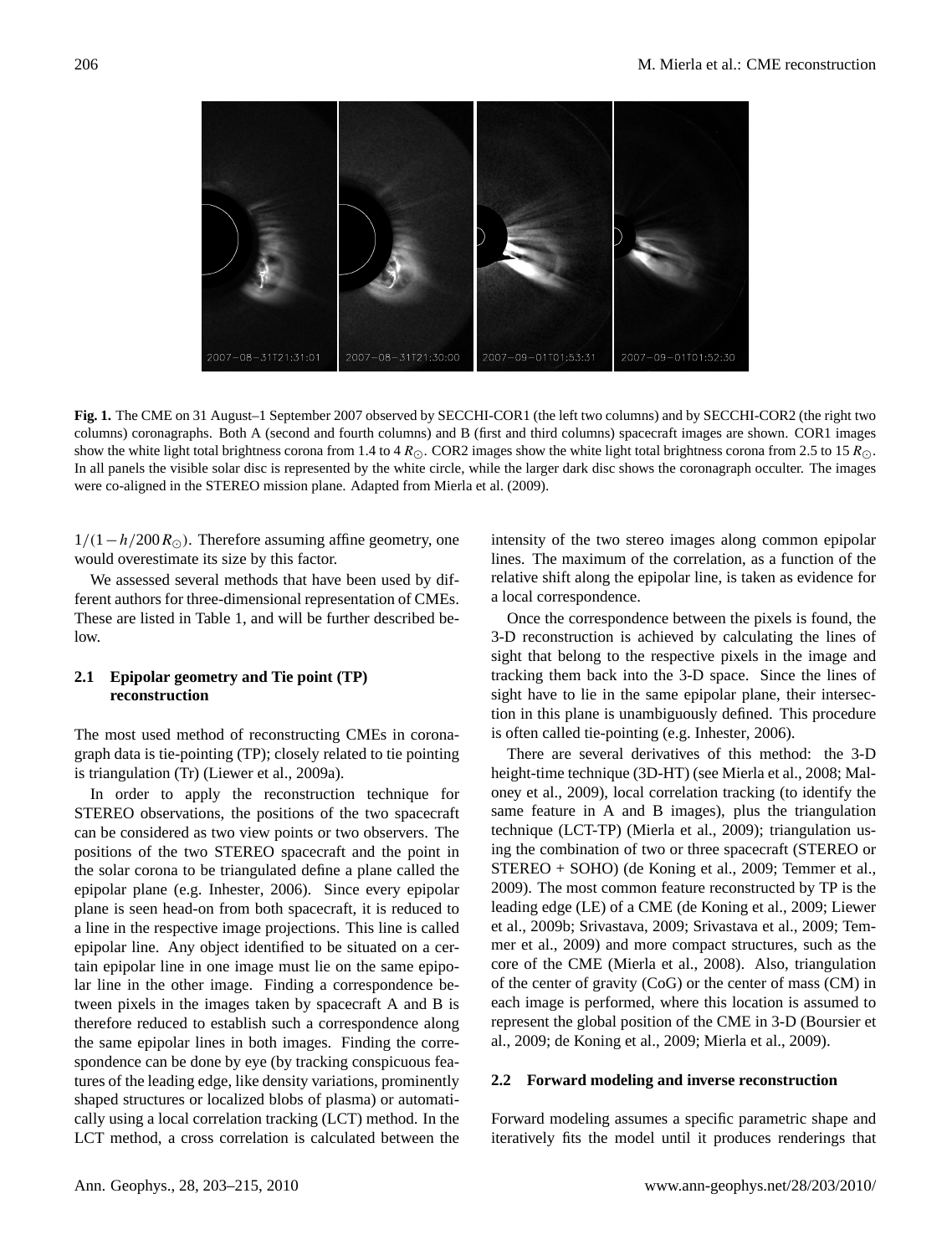**Fig. 1.** The CME on 31 August–1 September 2007 observed by SECCHI-COR1 (the left two columns) and by SECCHI-COR2 (the right two columns) coronagraphs. Both A (second and fourth columns) and B (first and third columns) spacecraft images are shown. COR1 images show the white light total brightness corona from 1.4 to 4 $R_\odot$. COR2 images show the white light total brightness corona from 2.5 to 15 $R_\odot$. In all panels the visible solar disc is represented by the white circle, while the larger dark disc shows the coronagraph occulter. The images were co-aligned in the STEREO mission plane. Adapted from Mierla et al. (2009).

$1/(1-h/200\,R_\odot)$. Therefore assuming affine geometry, one would overestimate its size by this factor.

We assessed several methods that have been used by different authors for three-dimensional representation of CMEs. These are listed in Table 1, and will be further described below.

### 2.1 Epipolar geometry and Tie point (TP) reconstruction

The most used method of reconstructing CMEs in coronagraph data is tie-pointing (TP); closely related to tie pointing is triangulation (Tr) (Liewer et al., 2009a).

In order to apply the reconstruction technique for STEREO observations, the positions of the two spacecraft can be considered as two view points or two observers. The positions of the two STEREO spacecraft and the point in the solar corona to be triangulated define a plane called the epipolar plane (e.g. Inhester, 2006). Since every epipolar plane is seen head-on from both spacecraft, it is reduced to a line in the respective image projections. This line is called epipolar line. Any object identified to be situated on a certain epipolar line in one image must lie on the same epipolar line in the other image. Finding a correspondence between pixels in the images taken by spacecraft A and B is therefore reduced to establish such a correspondence along the same epipolar lines in both images. Finding the correspondence can be done by eye (by tracking conspicuous features of the leading edge, like density variations, prominently shaped structures or localized blobs of plasma) or automatically using a local correlation tracking (LCT) method. In the LCT method, a cross correlation is calculated between the intensity of the two stereo images along common epipolar lines. The maximum of the correlation, as a function of the relative shift along the epipolar line, is taken as evidence for a local correspondence.

Once the correspondence between the pixels is found, the 3-D reconstruction is achieved by calculating the lines of sight that belong to the respective pixels in the image and tracking them back into the 3-D space. Since the lines of sight have to lie in the same epipolar plane, their intersection in this plane is unambiguously defined. This procedure is often called tie-pointing (e.g. Inhester, 2006).

There are several derivatives of this method: the 3-D height-time technique (3D-HT) (see Mierla et al., 2008; Maloney et al., 2009), local correlation tracking (to identify the same feature in A and B images), plus the triangulation technique (LCT-TP) (Mierla et al., 2009); triangulation using the combination of two or three spacecraft (STEREO or STEREO + SOHO) (de Koning et al., 2009; Temmer et al., 2009). The most common feature reconstructed by TP is the leading edge (LE) of a CME (de Koning et al., 2009; Liewer et al., 2009b; Srivastava, 2009; Srivastava et al., 2009; Temmer et al., 2009) and more compact structures, such as the core of the CME (Mierla et al., 2008). Also, triangulation of the center of gravity (CoG) or the center of mass (CM) in each image is performed, where this location is assumed to represent the global position of the CME in 3-D (Boursier et al., 2009; de Koning et al., 2009; Mierla et al., 2009).

### 2.2 Forward modeling and inverse reconstruction

Forward modeling assumes a specific parametric shape and iteratively fits the model until it produces renderings that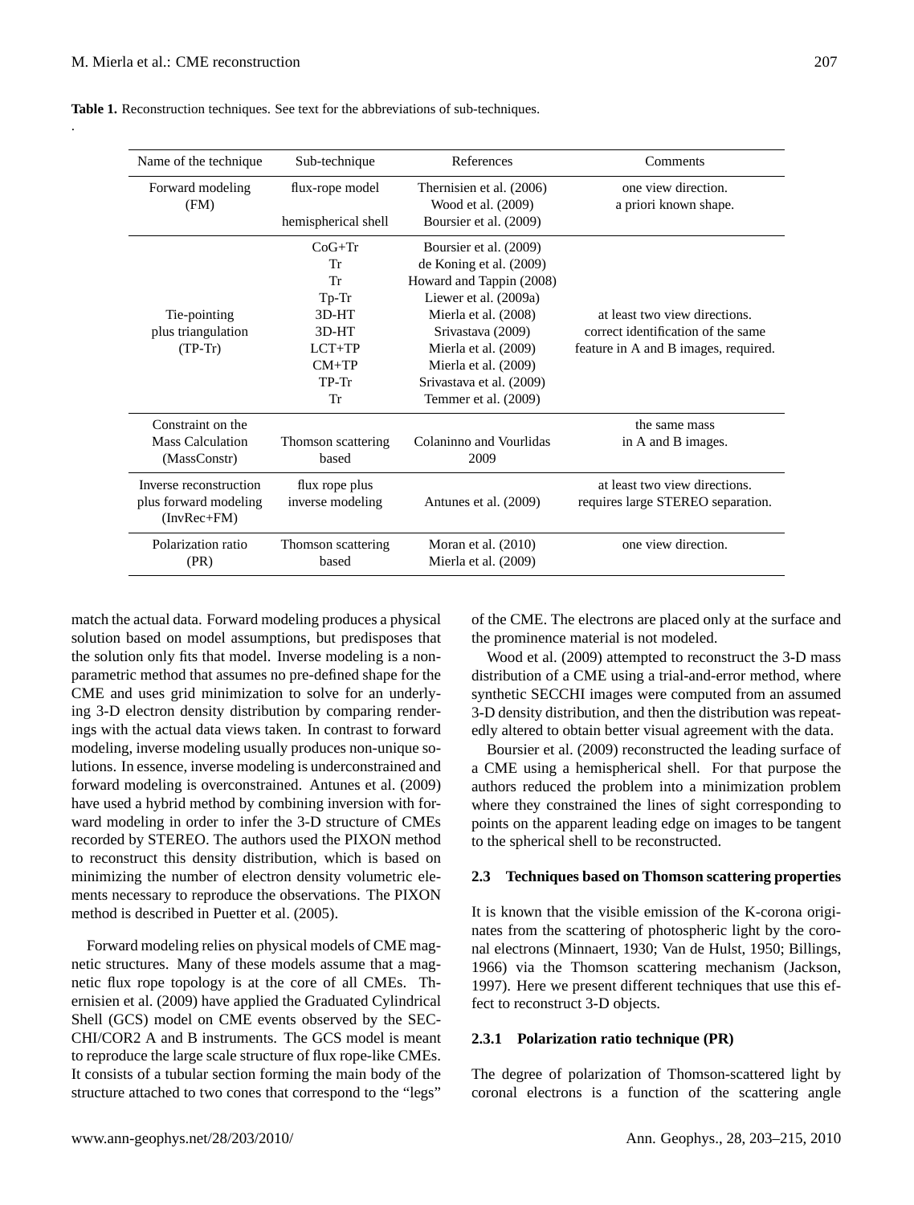**Table 1.** Reconstruction techniques. See text for the abbreviations of sub-techniques.

| Name of the technique | Sub-technique | References | Comments |
|---|---|---|---|
| Forward modeling (FM) | flux-rope model | Thernisien et al. (2006) Wood et al. (2009) | one view direction. a priori known shape. |
| | hemispherical shell | Boursier et al. (2009) | |
| Tie-pointing plus triangulation (TP-Tr) | CoG+Tr | Boursier et al. (2009) | at least two view directions. correct identification of the same feature in A and B images, required. |
| | Tr | de Koning et al. (2009) | |
| | Tr | Howard and Tappin (2008) | |
| | Tp-Tr | Liewer et al. (2009a) | |
| | 3D-HT | Mierla et al. (2008) | |
| | 3D-HT | Srivastava (2009) | |
| | LCT+TP | Mierla et al. (2009) | |
| | CM+TP | Mierla et al. (2009) | |
| | TP-Tr | Srivastava et al. (2009) | |
| | Tr | Temmer et al. (2009) | |
| Constraint on the Mass Calculation (MassConstr) | Thomson scattering based | Colaninno and Vourlidas 2009 | the same mass in A and B images. |
| Inverse reconstruction plus forward modeling (InvRec+FM) | flux rope plus inverse modeling | Antunes et al. (2009) | at least two view directions. requires large STEREO separation. |
| Polarization ratio (PR) | Thomson scattering based | Moran et al. (2010) Mierla et al. (2009) | one view direction. |

match the actual data. Forward modeling produces a physical solution based on model assumptions, but predisposes that the solution only fits that model. Inverse modeling is a non-parametric method that assumes no pre-defined shape for the CME and uses grid minimization to solve for an underlying 3-D electron density distribution by comparing renderings with the actual data views taken. In contrast to forward modeling, inverse modeling usually produces non-unique solutions. In essence, inverse modeling is underconstrained and forward modeling is overconstrained. Antunes et al. (2009) have used a hybrid method by combining inversion with forward modeling in order to infer the 3-D structure of CMEs recorded by STEREO. The authors used the PIXON method to reconstruct this density distribution, which is based on minimizing the number of electron density volumetric elements necessary to reproduce the observations. The PIXON method is described in Puetter et al. (2005).

Forward modeling relies on physical models of CME magnetic structures. Many of these models assume that a magnetic flux rope topology is at the core of all CMEs. Thernisien et al. (2009) have applied the Graduated Cylindrical Shell (GCS) model on CME events observed by the SECCHI/COR2 A and B instruments. The GCS model is meant to reproduce the large scale structure of flux rope-like CMEs. It consists of a tubular section forming the main body of the structure attached to two cones that correspond to the "legs" of the CME. The electrons are placed only at the surface and the prominence material is not modeled.

Wood et al. (2009) attempted to reconstruct the 3-D mass distribution of a CME using a trial-and-error method, where synthetic SECCHI images were computed from an assumed 3-D density distribution, and then the distribution was repeatedly altered to obtain better visual agreement with the data.

Boursier et al. (2009) reconstructed the leading surface of a CME using a hemispherical shell. For that purpose the authors reduced the problem into a minimization problem where they constrained the lines of sight corresponding to points on the apparent leading edge on images to be tangent to the spherical shell to be reconstructed.

### 2.3 Techniques based on Thomson scattering properties

It is known that the visible emission of the K-corona originates from the scattering of photospheric light by the coronal electrons (Minnaert, 1930; Van de Hulst, 1950; Billings, 1966) via the Thomson scattering mechanism (Jackson, 1997). Here we present different techniques that use this effect to reconstruct 3-D objects.

#### 2.3.1 Polarization ratio technique (PR)

The degree of polarization of Thomson-scattered light by coronal electrons is a function of the scattering angle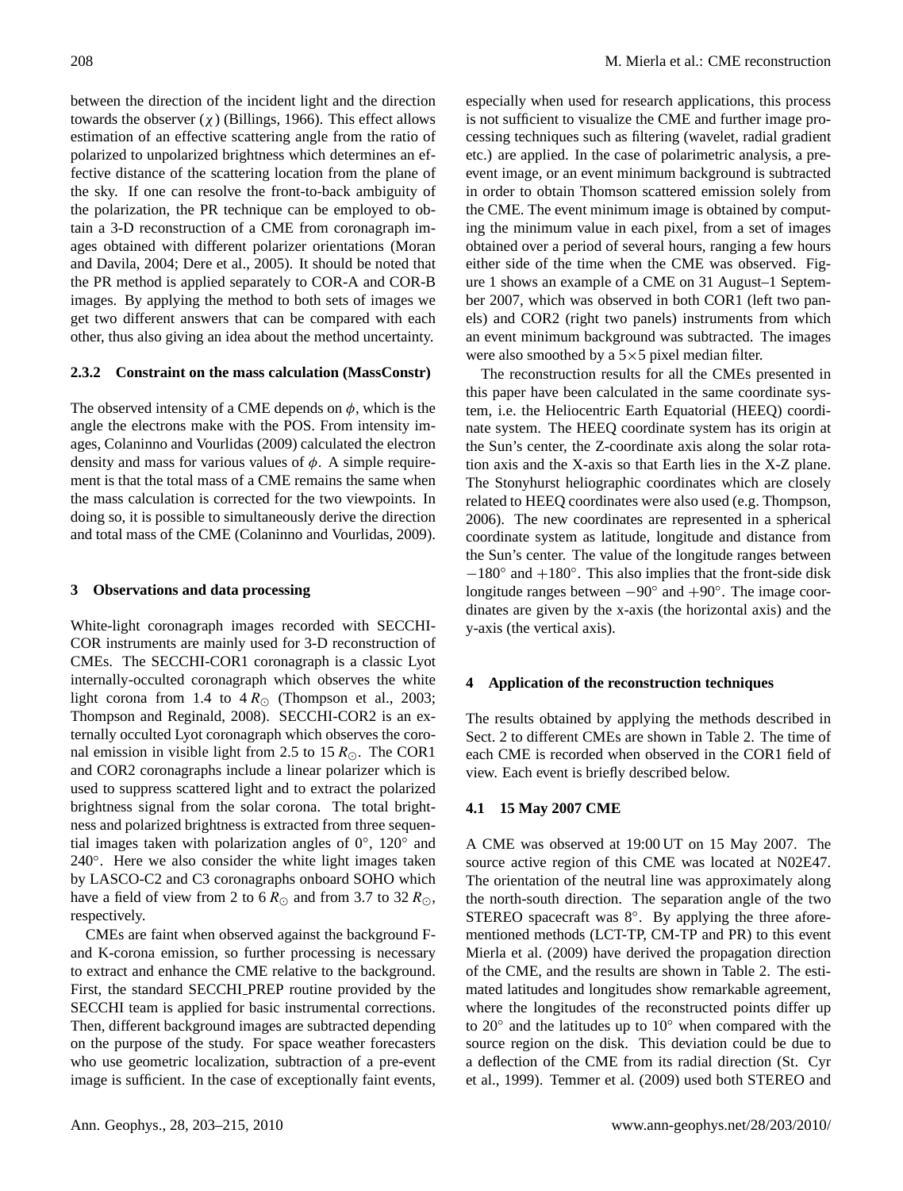between the direction of the incident light and the direction towards the observer ($\chi$) (Billings, 1966). This effect allows estimation of an effective scattering angle from the ratio of polarized to unpolarized brightness which determines an effective distance of the scattering location from the plane of the sky. If one can resolve the front-to-back ambiguity of the polarization, the PR technique can be employed to obtain a 3-D reconstruction of a CME from coronagraph images obtained with different polarizer orientations (Moran and Davila, 2004; Dere et al., 2005). It should be noted that the PR method is applied separately to COR-A and COR-B images. By applying the method to both sets of images we get two different answers that can be compared with each other, thus also giving an idea about the method uncertainty.

### 2.3.2 Constraint on the mass calculation (MassConstr)

The observed intensity of a CME depends on $\phi$, which is the angle the electrons make with the POS. From intensity images, Colaninno and Vourlidas (2009) calculated the electron density and mass for various values of $\phi$. A simple requirement is that the total mass of a CME remains the same when the mass calculation is corrected for the two viewpoints. In doing so, it is possible to simultaneously derive the direction and total mass of the CME (Colaninno and Vourlidas, 2009).

## 3 Observations and data processing

White-light coronagraph images recorded with SECCHI-COR instruments are mainly used for 3-D reconstruction of CMEs. The SECCHI-COR1 coronagraph is a classic Lyot internally-occulted coronagraph which observes the white light corona from 1.4 to 4 $R_{\odot}$ (Thompson et al., 2003; Thompson and Reginald, 2008). SECCHI-COR2 is an externally occulted Lyot coronagraph which observes the coronal emission in visible light from 2.5 to 15 $R_{\odot}$. The COR1 and COR2 coronagraphs include a linear polarizer which is used to suppress scattered light and to extract the polarized brightness signal from the solar corona. The total brightness and polarized brightness is extracted from three sequential images taken with polarization angles of 0°, 120° and 240°. Here we also consider the white light images taken by LASCO-C2 and C3 coronagraphs onboard SOHO which have a field of view from 2 to 6 $R_{\odot}$ and from 3.7 to 32 $R_{\odot}$, respectively.

CMEs are faint when observed against the background F- and K-corona emission, so further processing is necessary to extract and enhance the CME relative to the background. First, the standard SECCHI_PREP routine provided by the SECCHI team is applied for basic instrumental corrections. Then, different background images are subtracted depending on the purpose of the study. For space weather forecasters who use geometric localization, subtraction of a pre-event image is sufficient. In the case of exceptionally faint events, especially when used for research applications, this process is not sufficient to visualize the CME and further image processing techniques such as filtering (wavelet, radial gradient etc.) are applied. In the case of polarimetric analysis, a pre-event image, or an event minimum background is subtracted in order to obtain Thomson scattered emission solely from the CME. The event minimum image is obtained by computing the minimum value in each pixel, from a set of images obtained over a period of several hours, ranging a few hours either side of the time when the CME was observed. Figure 1 shows an example of a CME on 31 August–1 September 2007, which was observed in both COR1 (left two panels) and COR2 (right two panels) instruments from which an event minimum background was subtracted. The images were also smoothed by a 5×5 pixel median filter.

The reconstruction results for all the CMEs presented in this paper have been calculated in the same coordinate system, i.e. the Heliocentric Earth Equatorial (HEEQ) coordinate system. The HEEQ coordinate system has its origin at the Sun's center, the Z-coordinate axis along the solar rotation axis and the X-axis so that Earth lies in the X-Z plane. The Stonyhurst heliographic coordinates which are closely related to HEEQ coordinates were also used (e.g. Thompson, 2006). The new coordinates are represented in a spherical coordinate system as latitude, longitude and distance from the Sun's center. The value of the longitude ranges between −180° and +180°. This also implies that the front-side disk longitude ranges between −90° and +90°. The image coordinates are given by the x-axis (the horizontal axis) and the y-axis (the vertical axis).

## 4 Application of the reconstruction techniques

The results obtained by applying the methods described in Sect. 2 to different CMEs are shown in Table 2. The time of each CME is recorded when observed in the COR1 field of view. Each event is briefly described below.

### 4.1 15 May 2007 CME

A CME was observed at 19:00 UT on 15 May 2007. The source active region of this CME was located at N02E47. The orientation of the neutral line was approximately along the north-south direction. The separation angle of the two STEREO spacecraft was 8°. By applying the three aforementioned methods (LCT-TP, CM-TP and PR) to this event Mierla et al. (2009) have derived the propagation direction of the CME, and the results are shown in Table 2. The estimated latitudes and longitudes show remarkable agreement, where the longitudes of the reconstructed points differ up to 20° and the latitudes up to 10° when compared with the source region on the disk. This deviation could be due to a deflection of the CME from its radial direction (St. Cyr et al., 1999). Temmer et al. (2009) used both STEREO and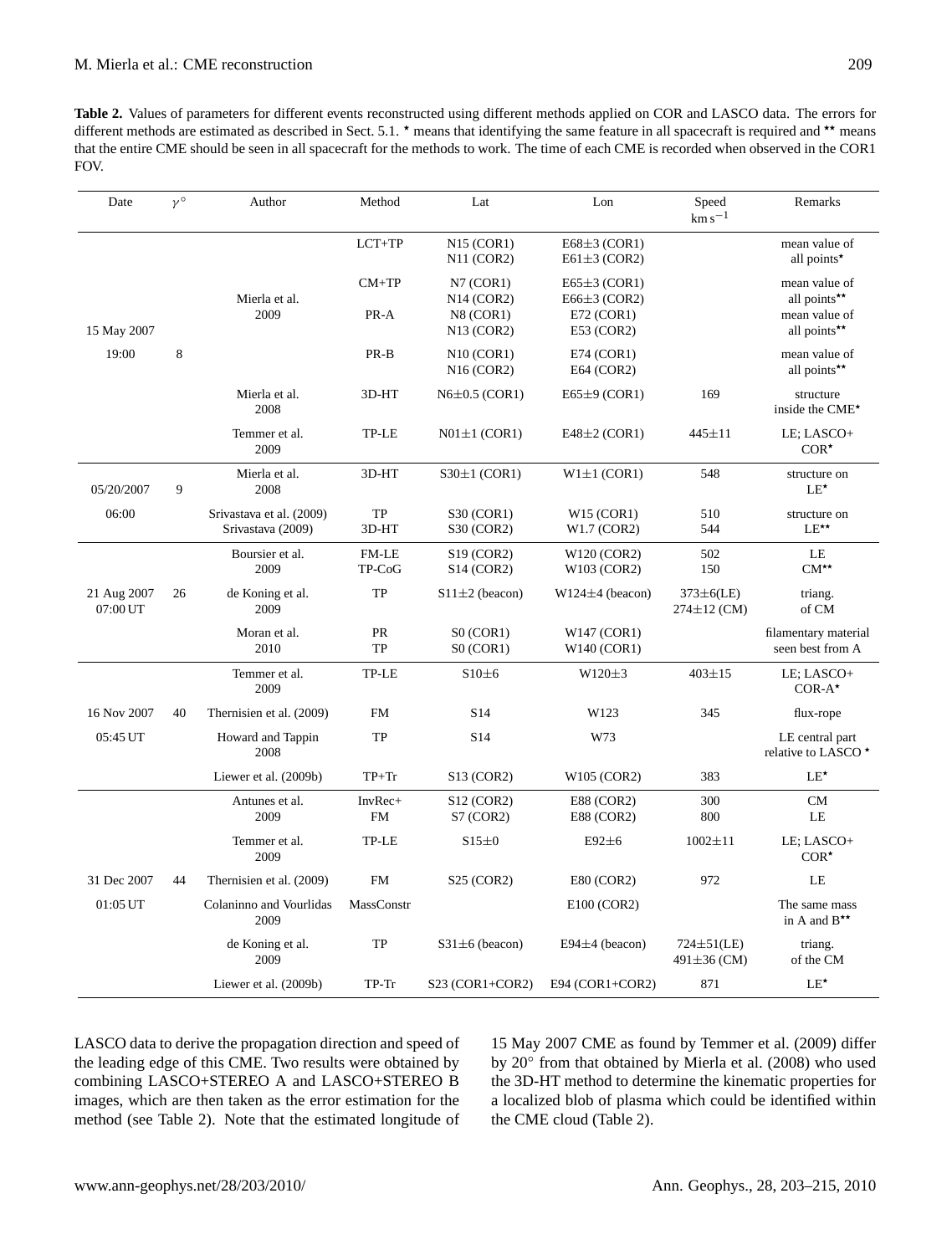**Table 2.** Values of parameters for different events reconstructed using different methods applied on COR and LASCO data. The errors for different methods are estimated as described in Sect. 5.1. ⋆ means that identifying the same feature in all spacecraft is required and ⋆⋆ means that the entire CME should be seen in all spacecraft for the methods to work. The time of each CME is recorded when observed in the COR1 FOV.

| Date | $\gamma^{\circ}$ | Author | Method | Lat | Lon | Speed $\mathrm{km\,s^{-1}}$ | Remarks |
|---|---|---|---|---|---|---|---|
| 15 May 2007 19:00 | 8 | Mierla et al. 2009 | LCT+TP | N15 (COR1) N11 (COR2) | E68±3 (COR1) E61±3 (COR2) | | mean value of all points⋆ |
| | | | CM+TP | N7 (COR1) N14 (COR2) | E65±3 (COR1) E66±3 (COR2) | | mean value of all points⋆⋆ |
| | | | PR-A | N8 (COR1) N13 (COR2) | E72 (COR1) E53 (COR2) | | mean value of all points⋆⋆ |
| | | | PR-B | N10 (COR1) N16 (COR2) | E74 (COR1) E64 (COR2) | | mean value of all points⋆⋆ |
| | | Mierla et al. 2008 | 3D-HT | N6±0.5 (COR1) | E65±9 (COR1) | 169 | structure inside the CME⋆ |
| | | Temmer et al. 2009 | TP-LE | N01±1 (COR1) | E48±2 (COR1) | 445±11 | LE; LASCO+ COR⋆ |
| 05/20/2007 06:00 | 9 | Mierla et al. 2008 | 3D-HT | S30±1 (COR1) | W1±1 (COR1) | 548 | structure on LE⋆ |
| | | Srivastava et al. (2009) Srivastava (2009) | TP 3D-HT | S30 (COR1) S30 (COR2) | W15 (COR1) W1.7 (COR2) | 510 544 | structure on LE⋆⋆ |
| 21 Aug 2007 07:00 UT | 26 | Boursier et al. 2009 | FM-LE TP-CoG | S19 (COR2) S14 (COR2) | W120 (COR2) W103 (COR2) | 502 150 | LE CM⋆⋆ |
| | | de Koning et al. 2009 | TP | S11±2 (beacon) | W124±4 (beacon) | 373±6(LE) 274±12 (CM) | triang. of CM |
| | | Moran et al. 2010 | PR TP | S0 (COR1) S0 (COR1) | W147 (COR1) W140 (COR1) | | filamentary material seen best from A |
| 16 Nov 2007 05:45 UT | 40 | Temmer et al. 2009 | TP-LE | S10±6 | W120±3 | 403±15 | LE; LASCO+ COR-A⋆ |
| | | Thernisien et al. (2009) | FM | S14 | W123 | 345 | flux-rope |
| | | Howard and Tappin 2008 | TP | S14 | W73 | | LE central part relative to LASCO ⋆ |
| | | Liewer et al. (2009b) | TP+Tr | S13 (COR2) | W105 (COR2) | 383 | LE⋆ |
| 31 Dec 2007 01:05 UT | 44 | Antunes et al. 2009 | InvRec+ FM | S12 (COR2) S7 (COR2) | E88 (COR2) E88 (COR2) | 300 800 | CM LE |
| | | Temmer et al. 2009 | TP-LE | S15±0 | E92±6 | 1002±11 | LE; LASCO+ COR⋆ |
| | | Thernisien et al. (2009) | FM | S25 (COR2) | E80 (COR2) | 972 | LE |
| | | Colaninno and Vourlidas 2009 | MassConstr | | E100 (COR2) | | The same mass in A and B⋆⋆ |
| | | de Koning et al. 2009 | TP | S31±6 (beacon) | E94±4 (beacon) | 724±51(LE) 491±36 (CM) | triang. of the CM |
| | | Liewer et al. (2009b) | TP-Tr | S23 (COR1+COR2) | E94 (COR1+COR2) | 871 | LE⋆ |

LASCO data to derive the propagation direction and speed of the leading edge of this CME. Two results were obtained by combining LASCO+STEREO A and LASCO+STEREO B images, which are then taken as the error estimation for the method (see Table 2). Note that the estimated longitude of 15 May 2007 CME as found by Temmer et al. (2009) differ by 20° from that obtained by Mierla et al. (2008) who used the 3D-HT method to determine the kinematic properties for a localized blob of plasma which could be identified within the CME cloud (Table 2).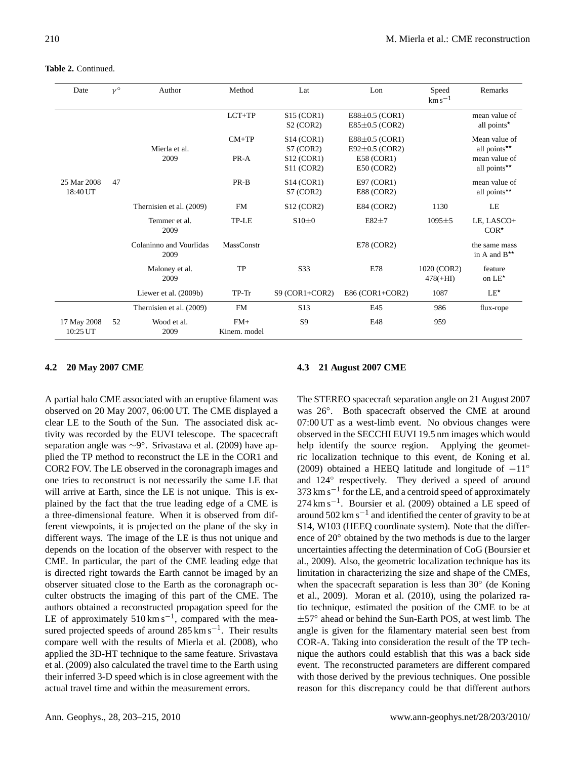**Table 2.** Continued.

| Date | $\gamma^{\circ}$ | Author | Method | Lat | Lon | Speed $\mathrm{km\,s^{-1}}$ | Remarks |
|---|---|---|---|---|---|---|---|
| | | | LCT+TP | S15 (COR1)<br>S2 (COR2) | E88±0.5 (COR1)<br>E85±0.5 (COR2) | | mean value of all points$^{\star}$ |
| | | Mierla et al. 2009 | CM+TP | S14 (COR1)<br>S7 (COR2) | E88±0.5 (COR1)<br>E92±0.5 (COR2) | | Mean value of all points$^{\star\star}$ |
| | | | PR-A | S12 (COR1)<br>S11 (COR2) | E58 (COR1)<br>E50 (COR2) | | mean value of all points$^{\star\star}$ |
| 25 Mar 2008 18:40 UT | 47 | | PR-B | S14 (COR1)<br>S7 (COR2) | E97 (COR1)<br>E88 (COR2) | | mean value of all points$^{\star\star}$ |
| | | Thernisien et al. (2009) | FM | S12 (COR2) | E84 (COR2) | 1130 | LE |
| | | Temmer et al. 2009 | TP-LE | S10±0 | E82±7 | 1095±5 | LE, LASCO+ COR$^{\star}$ |
| | | Colaninno and Vourlidas 2009 | MassConstr | | E78 (COR2) | | the same mass in A and B$^{\star\star}$ |
| | | Maloney et al. 2009 | TP | S33 | E78 | 1020 (COR2)<br>478(+HI) | feature on LE$^{\star}$ |
| | | Liewer et al. (2009b) | TP-Tr | S9 (COR1+COR2) | E86 (COR1+COR2) | 1087 | LE$^{\star}$ |
| | | Thernisien et al. (2009) | FM | S13 | E45 | 986 | flux-rope |
| 17 May 2008 10:25 UT | 52 | Wood et al. 2009 | FM+ Kinem. model | S9 | E48 | 959 | |

### 4.2 20 May 2007 CME

A partial halo CME associated with an eruptive filament was observed on 20 May 2007, 06:00 UT. The CME displayed a clear LE to the South of the Sun. The associated disk activity was recorded by the EUVI telescope. The spacecraft separation angle was $\sim 9^{\circ}$. Srivastava et al. (2009) have applied the TP method to reconstruct the LE in the COR1 and COR2 FOV. The LE observed in the coronagraph images and one tries to reconstruct is not necessarily the same LE that will arrive at Earth, since the LE is not unique. This is explained by the fact that the true leading edge of a CME is a three-dimensional feature. When it is observed from different viewpoints, it is projected on the plane of the sky in different ways. The image of the LE is thus not unique and depends on the location of the observer with respect to the CME. In particular, the part of the CME leading edge that is directed right towards the Earth cannot be imaged by an observer situated close to the Earth as the coronagraph occulter obstructs the imaging of this part of the CME. The authors obtained a reconstructed propagation speed for the LE of approximately $510\,\mathrm{km\,s^{-1}}$, compared with the measured projected speeds of around $285\,\mathrm{km\,s^{-1}}$. Their results compare well with the results of Mierla et al. (2008), who applied the 3D-HT technique to the same feature. Srivastava et al. (2009) also calculated the travel time to the Earth using their inferred 3-D speed which is in close agreement with the actual travel time and within the measurement errors.

### 4.3 21 August 2007 CME

The STEREO spacecraft separation angle on 21 August 2007 was $26^{\circ}$. Both spacecraft observed the CME at around 07:00 UT as a west-limb event. No obvious changes were observed in the SECCHI EUVI 19.5 nm images which would help identify the source region. Applying the geometric localization technique to this event, de Koning et al. (2009) obtained a HEEQ latitude and longitude of $-11^{\circ}$ and $124^{\circ}$ respectively. They derived a speed of around $373\,\mathrm{km\,s^{-1}}$ for the LE, and a centroid speed of approximately $274\,\mathrm{km\,s^{-1}}$. Boursier et al. (2009) obtained a LE speed of around $502\,\mathrm{km\,s^{-1}}$ and identified the center of gravity to be at S14, W103 (HEEQ coordinate system). Note that the difference of $20^{\circ}$ obtained by the two methods is due to the larger uncertainties affecting the determination of CoG (Boursier et al., 2009). Also, the geometric localization technique has its limitation in characterizing the size and shape of the CMEs, when the spacecraft separation is less than $30^{\circ}$ (de Koning et al., 2009). Moran et al. (2010), using the polarized ratio technique, estimated the position of the CME to be at $\pm 57^{\circ}$ ahead or behind the Sun-Earth POS, at west limb. The angle is given for the filamentary material seen best from COR-A. Taking into consideration the result of the TP technique the authors could establish that this was a back side event. The reconstructed parameters are different compared with those derived by the previous techniques. One possible reason for this discrepancy could be that different authors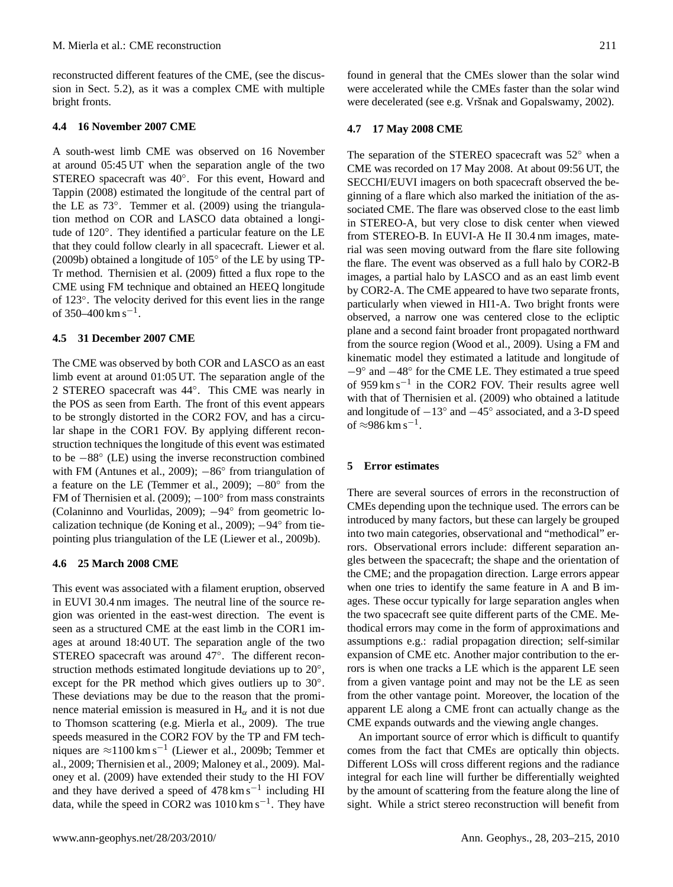reconstructed different features of the CME, (see the discussion in Sect. 5.2), as it was a complex CME with multiple bright fronts.

### 4.4 16 November 2007 CME

A south-west limb CME was observed on 16 November at around 05:45 UT when the separation angle of the two STEREO spacecraft was 40°. For this event, Howard and Tappin (2008) estimated the longitude of the central part of the LE as 73°. Temmer et al. (2009) using the triangulation method on COR and LASCO data obtained a longitude of 120°. They identified a particular feature on the LE that they could follow clearly in all spacecraft. Liewer et al. (2009b) obtained a longitude of 105° of the LE by using TP-Tr method. Thernisien et al. (2009) fitted a flux rope to the CME using FM technique and obtained an HEEQ longitude of 123°. The velocity derived for this event lies in the range of 350–400 km $s^{-1}$.

### 4.5 31 December 2007 CME

The CME was observed by both COR and LASCO as an east limb event at around 01:05 UT. The separation angle of the 2 STEREO spacecraft was 44°. This CME was nearly in the POS as seen from Earth. The front of this event appears to be strongly distorted in the COR2 FOV, and has a circular shape in the COR1 FOV. By applying different reconstruction techniques the longitude of this event was estimated to be −88° (LE) using the inverse reconstruction combined with FM (Antunes et al., 2009); −86° from triangulation of a feature on the LE (Temmer et al., 2009); −80° from the FM of Thernisien et al. (2009); −100° from mass constraints (Colaninno and Vourlidas, 2009); −94° from geometric localization technique (de Koning et al., 2009); −94° from tie-pointing plus triangulation of the LE (Liewer et al., 2009b).

### 4.6 25 March 2008 CME

This event was associated with a filament eruption, observed in EUVI 30.4 nm images. The neutral line of the source region was oriented in the east-west direction. The event is seen as a structured CME at the east limb in the COR1 images at around 18:40 UT. The separation angle of the two STEREO spacecraft was around 47°. The different reconstruction methods estimated longitude deviations up to 20°, except for the PR method which gives outliers up to 30°. These deviations may be due to the reason that the prominence material emission is measured in $H_\alpha$ and it is not due to Thomson scattering (e.g. Mierla et al., 2009). The true speeds measured in the COR2 FOV by the TP and FM techniques are ≈1100 km $s^{-1}$ (Liewer et al., 2009b; Temmer et al., 2009; Thernisien et al., 2009; Maloney et al., 2009). Maloney et al. (2009) have extended their study to the HI FOV and they have derived a speed of 478 km $s^{-1}$ including HI data, while the speed in COR2 was 1010 km $s^{-1}$. They have found in general that the CMEs slower than the solar wind were accelerated while the CMEs faster than the solar wind were decelerated (see e.g. Vršnak and Gopalswamy, 2002).

### 4.7 17 May 2008 CME

The separation of the STEREO spacecraft was 52° when a CME was recorded on 17 May 2008. At about 09:56 UT, the SECCHI/EUVI imagers on both spacecraft observed the beginning of a flare which also marked the initiation of the associated CME. The flare was observed close to the east limb in STEREO-A, but very close to disk center when viewed from STEREO-B. In EUVI-A He II 30.4 nm images, material was seen moving outward from the flare site following the flare. The event was observed as a full halo by COR2-B images, a partial halo by LASCO and as an east limb event by COR2-A. The CME appeared to have two separate fronts, particularly when viewed in HI1-A. Two bright fronts were observed, a narrow one was centered close to the ecliptic plane and a second faint broader front propagated northward from the source region (Wood et al., 2009). Using a FM and kinematic model they estimated a latitude and longitude of −9° and −48° for the CME LE. They estimated a true speed of 959 km $s^{-1}$ in the COR2 FOV. Their results agree well with that of Thernisien et al. (2009) who obtained a latitude and longitude of −13° and −45° associated, and a 3-D speed of ≈986 km $s^{-1}$.

## 5 Error estimates

There are several sources of errors in the reconstruction of CMEs depending upon the technique used. The errors can be introduced by many factors, but these can largely be grouped into two main categories, observational and "methodical" errors. Observational errors include: different separation angles between the spacecraft; the shape and the orientation of the CME; and the propagation direction. Large errors appear when one tries to identify the same feature in A and B images. These occur typically for large separation angles when the two spacecraft see quite different parts of the CME. Methodical errors may come in the form of approximations and assumptions e.g.: radial propagation direction; self-similar expansion of CME etc. Another major contribution to the errors is when one tracks a LE which is the apparent LE seen from a given vantage point and may not be the LE as seen from the other vantage point. Moreover, the location of the apparent LE along a CME front can actually change as the CME expands outwards and the viewing angle changes.

An important source of error which is difficult to quantify comes from the fact that CMEs are optically thin objects. Different LOSs will cross different regions and the radiance integral for each line will further be differentially weighted by the amount of scattering from the feature along the line of sight. While a strict stereo reconstruction will benefit from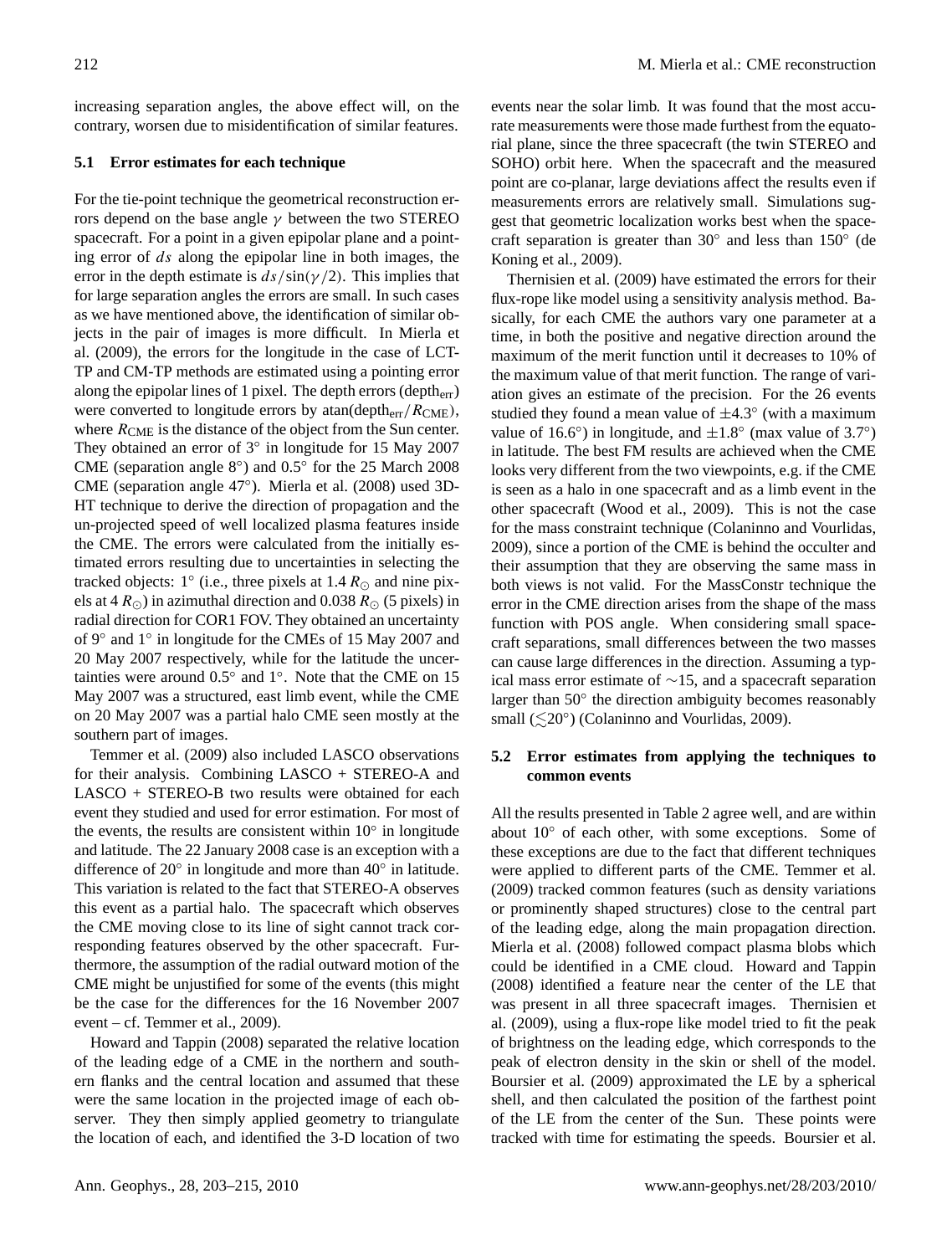increasing separation angles, the above effect will, on the contrary, worsen due to misidentification of similar features.

### 5.1 Error estimates for each technique

For the tie-point technique the geometrical reconstruction errors depend on the base angle $\gamma$ between the two STEREO spacecraft. For a point in a given epipolar plane and a pointing error of $ds$ along the epipolar line in both images, the error in the depth estimate is $ds/\sin(\gamma/2)$. This implies that for large separation angles the errors are small. In such cases as we have mentioned above, the identification of similar objects in the pair of images is more difficult. In Mierla et al. (2009), the errors for the longitude in the case of LCT-TP and CM-TP methods are estimated using a pointing error along the epipolar lines of 1 pixel. The depth errors ($\mathrm{depth_{err}}$) were converted to longitude errors by $\mathrm{atan}(\mathrm{depth_{err}}/R_{\mathrm{CME}})$, where $R_{\mathrm{CME}}$ is the distance of the object from the Sun center. They obtained an error of 3° in longitude for 15 May 2007 CME (separation angle 8°) and 0.5° for the 25 March 2008 CME (separation angle 47°). Mierla et al. (2008) used 3D-HT technique to derive the direction of propagation and the un-projected speed of well localized plasma features inside the CME. The errors were calculated from the initially estimated errors resulting due to uncertainties in selecting the tracked objects: 1° (i.e., three pixels at 1.4 $R_\odot$ and nine pixels at 4 $R_\odot$) in azimuthal direction and 0.038 $R_\odot$ (5 pixels) in radial direction for COR1 FOV. They obtained an uncertainty of 9° and 1° in longitude for the CMEs of 15 May 2007 and 20 May 2007 respectively, while for the latitude the uncertainties were around 0.5° and 1°. Note that the CME on 15 May 2007 was a structured, east limb event, while the CME on 20 May 2007 was a partial halo CME seen mostly at the southern part of images.

Temmer et al. (2009) also included LASCO observations for their analysis. Combining LASCO + STEREO-A and LASCO + STEREO-B two results were obtained for each event they studied and used for error estimation. For most of the events, the results are consistent within 10° in longitude and latitude. The 22 January 2008 case is an exception with a difference of 20° in longitude and more than 40° in latitude. This variation is related to the fact that STEREO-A observes this event as a partial halo. The spacecraft which observes the CME moving close to its line of sight cannot track corresponding features observed by the other spacecraft. Furthermore, the assumption of the radial outward motion of the CME might be unjustified for some of the events (this might be the case for the differences for the 16 November 2007 event – cf. Temmer et al., 2009).

Howard and Tappin (2008) separated the relative location of the leading edge of a CME in the northern and southern flanks and the central location and assumed that these were the same location in the projected image of each observer. They then simply applied geometry to triangulate the location of each, and identified the 3-D location of two events near the solar limb. It was found that the most accurate measurements were those made furthest from the equatorial plane, since the three spacecraft (the twin STEREO and SOHO) orbit here. When the spacecraft and the measured point are co-planar, large deviations affect the results even if measurements errors are relatively small. Simulations suggest that geometric localization works best when the spacecraft separation is greater than 30° and less than 150° (de Koning et al., 2009).

Thernisien et al. (2009) have estimated the errors for their flux-rope like model using a sensitivity analysis method. Basically, for each CME the authors vary one parameter at a time, in both the positive and negative direction around the maximum of the merit function until it decreases to 10% of the maximum value of that merit function. The range of variation gives an estimate of the precision. For the 26 events studied they found a mean value of $\pm 4.3°$ (with a maximum value of 16.6°) in longitude, and $\pm 1.8°$ (max value of 3.7°) in latitude. The best FM results are achieved when the CME looks very different from the two viewpoints, e.g. if the CME is seen as a halo in one spacecraft and as a limb event in the other spacecraft (Wood et al., 2009). This is not the case for the mass constraint technique (Colaninno and Vourlidas, 2009), since a portion of the CME is behind the occulter and their assumption that they are observing the same mass in both views is not valid. For the MassConstr technique the error in the CME direction arises from the shape of the mass function with POS angle. When considering small spacecraft separations, small differences between the two masses can cause large differences in the direction. Assuming a typical mass error estimate of ∼15, and a spacecraft separation larger than 50° the direction ambiguity becomes reasonably small ($\lesssim 20°$) (Colaninno and Vourlidas, 2009).

### 5.2 Error estimates from applying the techniques to common events

All the results presented in Table 2 agree well, and are within about 10° of each other, with some exceptions. Some of these exceptions are due to the fact that different techniques were applied to different parts of the CME. Temmer et al. (2009) tracked common features (such as density variations or prominently shaped structures) close to the central part of the leading edge, along the main propagation direction. Mierla et al. (2008) followed compact plasma blobs which could be identified in a CME cloud. Howard and Tappin (2008) identified a feature near the center of the LE that was present in all three spacecraft images. Thernisien et al. (2009), using a flux-rope like model tried to fit the peak of brightness on the leading edge, which corresponds to the peak of electron density in the skin or shell of the model. Boursier et al. (2009) approximated the LE by a spherical shell, and then calculated the position of the farthest point of the LE from the center of the Sun. These points were tracked with time for estimating the speeds. Boursier et al.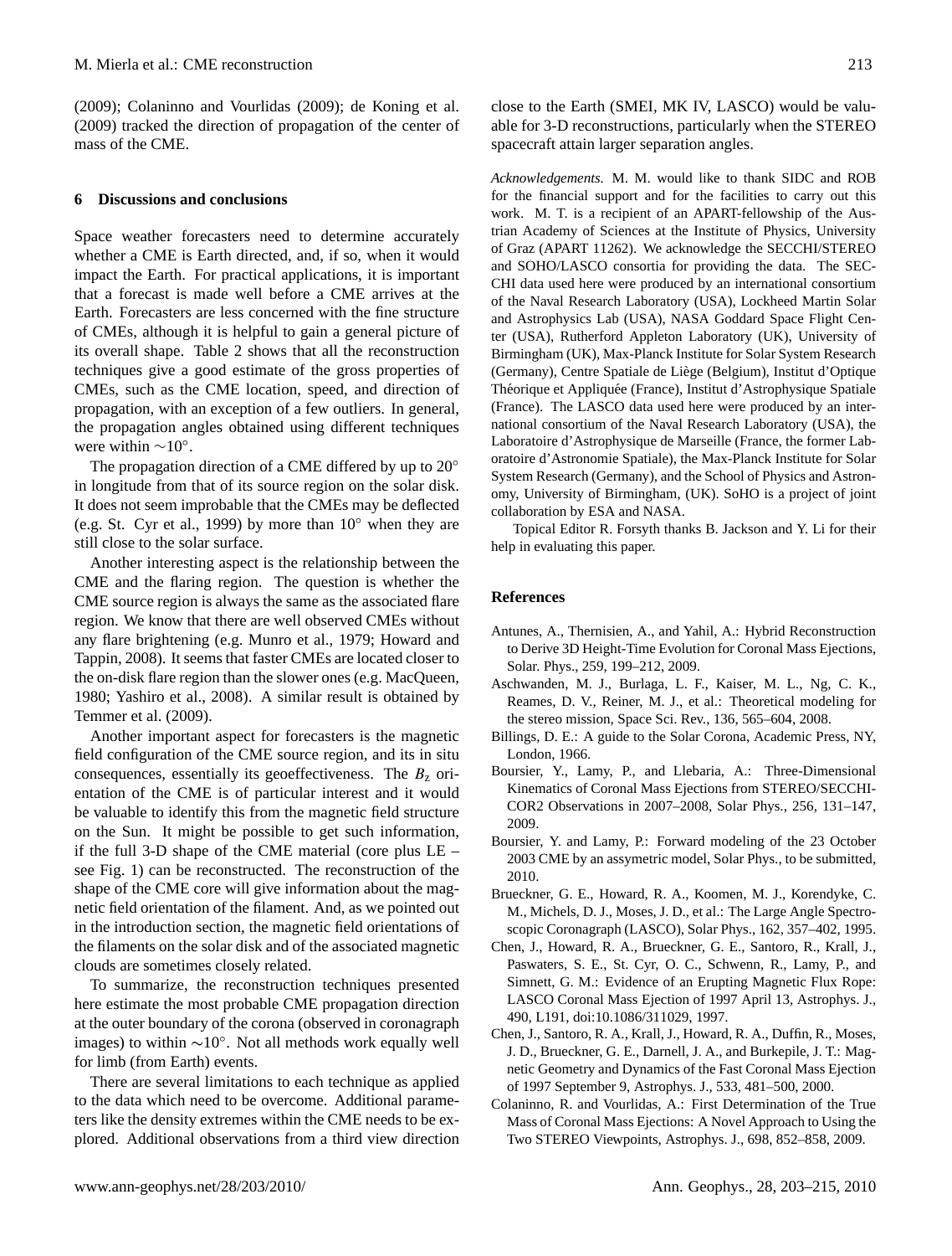(2009); Colaninno and Vourlidas (2009); de Koning et al. (2009) tracked the direction of propagation of the center of mass of the CME.

## 6 Discussions and conclusions

Space weather forecasters need to determine accurately whether a CME is Earth directed, and, if so, when it would impact the Earth. For practical applications, it is important that a forecast is made well before a CME arrives at the Earth. Forecasters are less concerned with the fine structure of CMEs, although it is helpful to gain a general picture of its overall shape. Table 2 shows that all the reconstruction techniques give a good estimate of the gross properties of CMEs, such as the CME location, speed, and direction of propagation, with an exception of a few outliers. In general, the propagation angles obtained using different techniques were within $\sim 10^{\circ}$.

The propagation direction of a CME differed by up to $20^{\circ}$ in longitude from that of its source region on the solar disk. It does not seem improbable that the CMEs may be deflected (e.g. St. Cyr et al., 1999) by more than $10^{\circ}$ when they are still close to the solar surface.

Another interesting aspect is the relationship between the CME and the flaring region. The question is whether the CME source region is always the same as the associated flare region. We know that there are well observed CMEs without any flare brightening (e.g. Munro et al., 1979; Howard and Tappin, 2008). It seems that faster CMEs are located closer to the on-disk flare region than the slower ones (e.g. MacQueen, 1980; Yashiro et al., 2008). A similar result is obtained by Temmer et al. (2009).

Another important aspect for forecasters is the magnetic field configuration of the CME source region, and its in situ consequences, essentially its geoeffectiveness. The $B_z$ orientation of the CME is of particular interest and it would be valuable to identify this from the magnetic field structure on the Sun. It might be possible to get such information, if the full 3-D shape of the CME material (core plus LE – see Fig. 1) can be reconstructed. The reconstruction of the shape of the CME core will give information about the magnetic field orientation of the filament. And, as we pointed out in the introduction section, the magnetic field orientations of the filaments on the solar disk and of the associated magnetic clouds are sometimes closely related.

To summarize, the reconstruction techniques presented here estimate the most probable CME propagation direction at the outer boundary of the corona (observed in coronagraph images) to within $\sim 10^{\circ}$. Not all methods work equally well for limb (from Earth) events.

There are several limitations to each technique as applied to the data which need to be overcome. Additional parameters like the density extremes within the CME needs to be explored. Additional observations from a third view direction close to the Earth (SMEI, MK IV, LASCO) would be valuable for 3-D reconstructions, particularly when the STEREO spacecraft attain larger separation angles.

*Acknowledgements.* M. M. would like to thank SIDC and ROB for the financial support and for the facilities to carry out this work. M. T. is a recipient of an APART-fellowship of the Austrian Academy of Sciences at the Institute of Physics, University of Graz (APART 11262). We acknowledge the SECCHI/STEREO and SOHO/LASCO consortia for providing the data. The SECCHI data used here were produced by an international consortium of the Naval Research Laboratory (USA), Lockheed Martin Solar and Astrophysics Lab (USA), NASA Goddard Space Flight Center (USA), Rutherford Appleton Laboratory (UK), University of Birmingham (UK), Max-Planck Institute for Solar System Research (Germany), Centre Spatiale de Liège (Belgium), Institut d'Optique Théorique et Appliquée (France), Institut d'Astrophysique Spatiale (France). The LASCO data used here were produced by an international consortium of the Naval Research Laboratory (USA), the Laboratoire d'Astrophysique de Marseille (France, the former Laboratoire d'Astronomie Spatiale), the Max-Planck Institute for Solar System Research (Germany), and the School of Physics and Astronomy, University of Birmingham, (UK). SoHO is a project of joint collaboration by ESA and NASA.

Topical Editor R. Forsyth thanks B. Jackson and Y. Li for their help in evaluating this paper.

## References

Antunes, A., Thernisien, A., and Yahil, A.: Hybrid Reconstruction to Derive 3D Height-Time Evolution for Coronal Mass Ejections, Solar. Phys., 259, 199–212, 2009.

Aschwanden, M. J., Burlaga, L. F., Kaiser, M. L., Ng, C. K., Reames, D. V., Reiner, M. J., et al.: Theoretical modeling for the stereo mission, Space Sci. Rev., 136, 565–604, 2008.

Billings, D. E.: A guide to the Solar Corona, Academic Press, NY, London, 1966.

Boursier, Y., Lamy, P., and Llebaria, A.: Three-Dimensional Kinematics of Coronal Mass Ejections from STEREO/SECCHI-COR2 Observations in 2007–2008, Solar Phys., 256, 131–147, 2009.

Boursier, Y. and Lamy, P.: Forward modeling of the 23 October 2003 CME by an assymetric model, Solar Phys., to be submitted, 2010.

Brueckner, G. E., Howard, R. A., Koomen, M. J., Korendyke, C. M., Michels, D. J., Moses, J. D., et al.: The Large Angle Spectroscopic Coronagraph (LASCO), Solar Phys., 162, 357–402, 1995.

Chen, J., Howard, R. A., Brueckner, G. E., Santoro, R., Krall, J., Paswaters, S. E., St. Cyr, O. C., Schwenn, R., Lamy, P., and Simnett, G. M.: Evidence of an Erupting Magnetic Flux Rope: LASCO Coronal Mass Ejection of 1997 April 13, Astrophys. J., 490, L191, doi:10.1086/311029, 1997.

Chen, J., Santoro, R. A., Krall, J., Howard, R. A., Duffin, R., Moses, J. D., Brueckner, G. E., Darnell, J. A., and Burkepile, J. T.: Magnetic Geometry and Dynamics of the Fast Coronal Mass Ejection of 1997 September 9, Astrophys. J., 533, 481–500, 2000.

Colaninno, R. and Vourlidas, A.: First Determination of the True Mass of Coronal Mass Ejections: A Novel Approach to Using the Two STEREO Viewpoints, Astrophys. J., 698, 852–858, 2009.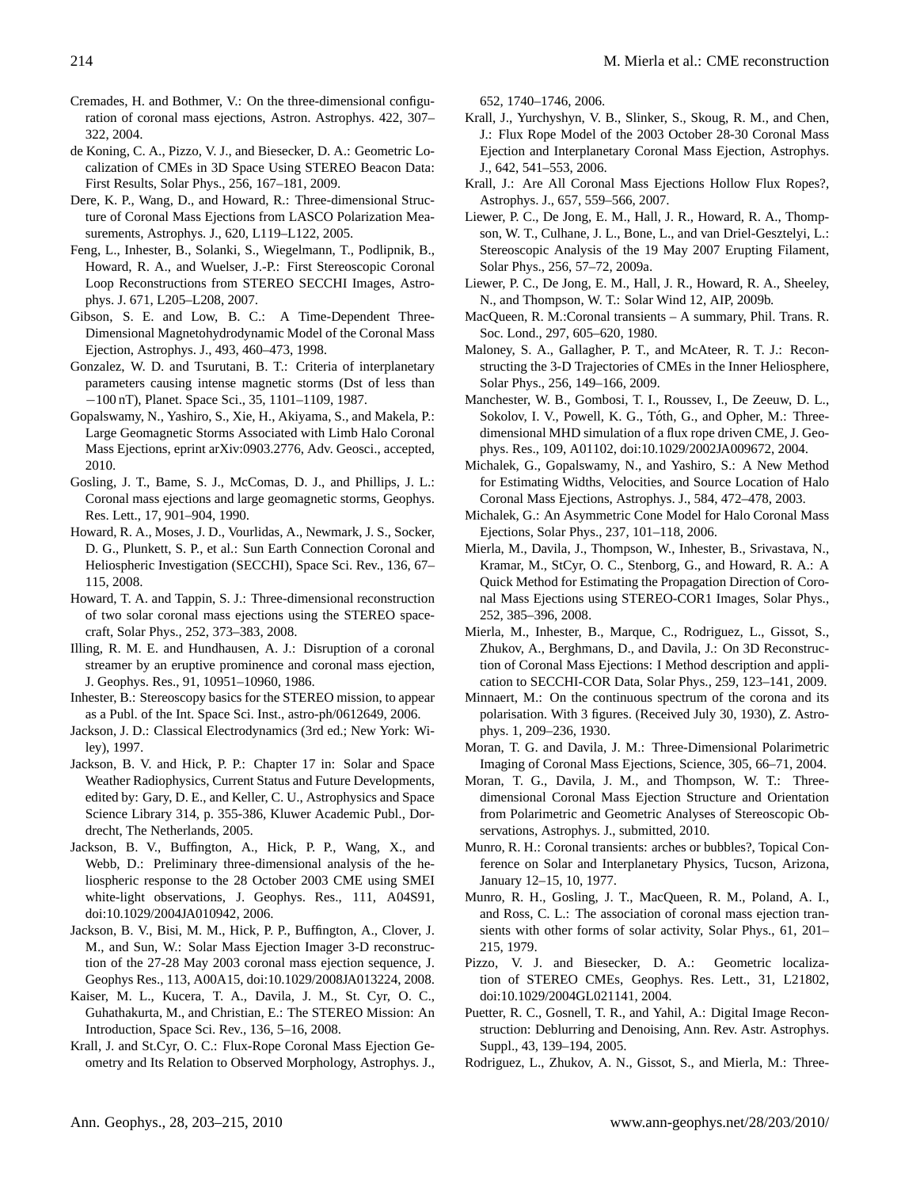Cremades, H. and Bothmer, V.: On the three-dimensional configuration of coronal mass ejections, Astron. Astrophys. 422, 307–322, 2004.

de Koning, C. A., Pizzo, V. J., and Biesecker, D. A.: Geometric Localization of CMEs in 3D Space Using STEREO Beacon Data: First Results, Solar Phys., 256, 167–181, 2009.

Dere, K. P., Wang, D., and Howard, R.: Three-dimensional Structure of Coronal Mass Ejections from LASCO Polarization Measurements, Astrophys. J., 620, L119–L122, 2005.

Feng, L., Inhester, B., Solanki, S., Wiegelmann, T., Podlipnik, B., Howard, R. A., and Wuelser, J.-P.: First Stereoscopic Coronal Loop Reconstructions from STEREO SECCHI Images, Astrophys. J. 671, L205–L208, 2007.

Gibson, S. E. and Low, B. C.: A Time-Dependent Three-Dimensional Magnetohydrodynamic Model of the Coronal Mass Ejection, Astrophys. J., 493, 460–473, 1998.

Gonzalez, W. D. and Tsurutani, B. T.: Criteria of interplanetary parameters causing intense magnetic storms (Dst of less than −100 nT), Planet. Space Sci., 35, 1101–1109, 1987.

Gopalswamy, N., Yashiro, S., Xie, H., Akiyama, S., and Makela, P.: Large Geomagnetic Storms Associated with Limb Halo Coronal Mass Ejections, eprint arXiv:0903.2776, Adv. Geosci., accepted, 2010.

Gosling, J. T., Bame, S. J., McComas, D. J., and Phillips, J. L.: Coronal mass ejections and large geomagnetic storms, Geophys. Res. Lett., 17, 901–904, 1990.

Howard, R. A., Moses, J. D., Vourlidas, A., Newmark, J. S., Socker, D. G., Plunkett, S. P., et al.: Sun Earth Connection Coronal and Heliospheric Investigation (SECCHI), Space Sci. Rev., 136, 67–115, 2008.

Howard, T. A. and Tappin, S. J.: Three-dimensional reconstruction of two solar coronal mass ejections using the STEREO spacecraft, Solar Phys., 252, 373–383, 2008.

Illing, R. M. E. and Hundhausen, A. J.: Disruption of a coronal streamer by an eruptive prominence and coronal mass ejection, J. Geophys. Res., 91, 10951–10960, 1986.

Inhester, B.: Stereoscopy basics for the STEREO mission, to appear as a Publ. of the Int. Space Sci. Inst., astro-ph/0612649, 2006.

Jackson, J. D.: Classical Electrodynamics (3rd ed.; New York: Wiley), 1997.

Jackson, B. V. and Hick, P. P.: Chapter 17 in: Solar and Space Weather Radiophysics, Current Status and Future Developments, edited by: Gary, D. E., and Keller, C. U., Astrophysics and Space Science Library 314, p. 355-386, Kluwer Academic Publ., Dordrecht, The Netherlands, 2005.

Jackson, B. V., Buffington, A., Hick, P. P., Wang, X., and Webb, D.: Preliminary three-dimensional analysis of the heliospheric response to the 28 October 2003 CME using SMEI white-light observations, J. Geophys. Res., 111, A04S91, doi:10.1029/2004JA010942, 2006.

Jackson, B. V., Bisi, M. M., Hick, P. P., Buffington, A., Clover, J. M., and Sun, W.: Solar Mass Ejection Imager 3-D reconstruction of the 27-28 May 2003 coronal mass ejection sequence, J. Geophys Res., 113, A00A15, doi:10.1029/2008JA013224, 2008.

Kaiser, M. L., Kucera, T. A., Davila, J. M., St. Cyr, O. C., Guhathakurta, M., and Christian, E.: The STEREO Mission: An Introduction, Space Sci. Rev., 136, 5–16, 2008.

Krall, J. and St.Cyr, O. C.: Flux-Rope Coronal Mass Ejection Geometry and Its Relation to Observed Morphology, Astrophys. J., 652, 1740–1746, 2006.

Krall, J., Yurchyshyn, V. B., Slinker, S., Skoug, R. M., and Chen, J.: Flux Rope Model of the 2003 October 28-30 Coronal Mass Ejection and Interplanetary Coronal Mass Ejection, Astrophys. J., 642, 541–553, 2006.

Krall, J.: Are All Coronal Mass Ejections Hollow Flux Ropes?, Astrophys. J., 657, 559–566, 2007.

Liewer, P. C., De Jong, E. M., Hall, J. R., Howard, R. A., Thompson, W. T., Culhane, J. L., Bone, L., and van Driel-Gesztelyi, L.: Stereoscopic Analysis of the 19 May 2007 Erupting Filament, Solar Phys., 256, 57–72, 2009a.

Liewer, P. C., De Jong, E. M., Hall, J. R., Howard, R. A., Sheeley, N., and Thompson, W. T.: Solar Wind 12, AIP, 2009b.

MacQueen, R. M.:Coronal transients – A summary, Phil. Trans. R. Soc. Lond., 297, 605–620, 1980.

Maloney, S. A., Gallagher, P. T., and McAteer, R. T. J.: Reconstructing the 3-D Trajectories of CMEs in the Inner Heliosphere, Solar Phys., 256, 149–166, 2009.

Manchester, W. B., Gombosi, T. I., Roussev, I., De Zeeuw, D. L., Sokolov, I. V., Powell, K. G., Tóth, G., and Opher, M.: Three-dimensional MHD simulation of a flux rope driven CME, J. Geophys. Res., 109, A01102, doi:10.1029/2002JA009672, 2004.

Michalek, G., Gopalswamy, N., and Yashiro, S.: A New Method for Estimating Widths, Velocities, and Source Location of Halo Coronal Mass Ejections, Astrophys. J., 584, 472–478, 2003.

Michalek, G.: An Asymmetric Cone Model for Halo Coronal Mass Ejections, Solar Phys., 237, 101–118, 2006.

Mierla, M., Davila, J., Thompson, W., Inhester, B., Srivastava, N., Kramar, M., StCyr, O. C., Stenborg, G., and Howard, R. A.: A Quick Method for Estimating the Propagation Direction of Coronal Mass Ejections using STEREO-COR1 Images, Solar Phys., 252, 385–396, 2008.

Mierla, M., Inhester, B., Marque, C., Rodriguez, L., Gissot, S., Zhukov, A., Berghmans, D., and Davila, J.: On 3D Reconstruction of Coronal Mass Ejections: I Method description and application to SECCHI-COR Data, Solar Phys., 259, 123–141, 2009.

Minnaert, M.: On the continuous spectrum of the corona and its polarisation. With 3 figures. (Received July 30, 1930), Z. Astrophys. 1, 209–236, 1930.

Moran, T. G. and Davila, J. M.: Three-Dimensional Polarimetric Imaging of Coronal Mass Ejections, Science, 305, 66–71, 2004.

Moran, T. G., Davila, J. M., and Thompson, W. T.: Three-dimensional Coronal Mass Ejection Structure and Orientation from Polarimetric and Geometric Analyses of Stereoscopic Observations, Astrophys. J., submitted, 2010.

Munro, R. H.: Coronal transients: arches or bubbles?, Topical Conference on Solar and Interplanetary Physics, Tucson, Arizona, January 12–15, 10, 1977.

Munro, R. H., Gosling, J. T., MacQueen, R. M., Poland, A. I., and Ross, C. L.: The association of coronal mass ejection transients with other forms of solar activity, Solar Phys., 61, 201–215, 1979.

Pizzo, V. J. and Biesecker, D. A.: Geometric localization of STEREO CMEs, Geophys. Res. Lett., 31, L21802, doi:10.1029/2004GL021141, 2004.

Puetter, R. C., Gosnell, T. R., and Yahil, A.: Digital Image Reconstruction: Deblurring and Denoising, Ann. Rev. Astr. Astrophys. Suppl., 43, 139–194, 2005.

Rodriguez, L., Zhukov, A. N., Gissot, S., and Mierla, M.: Three-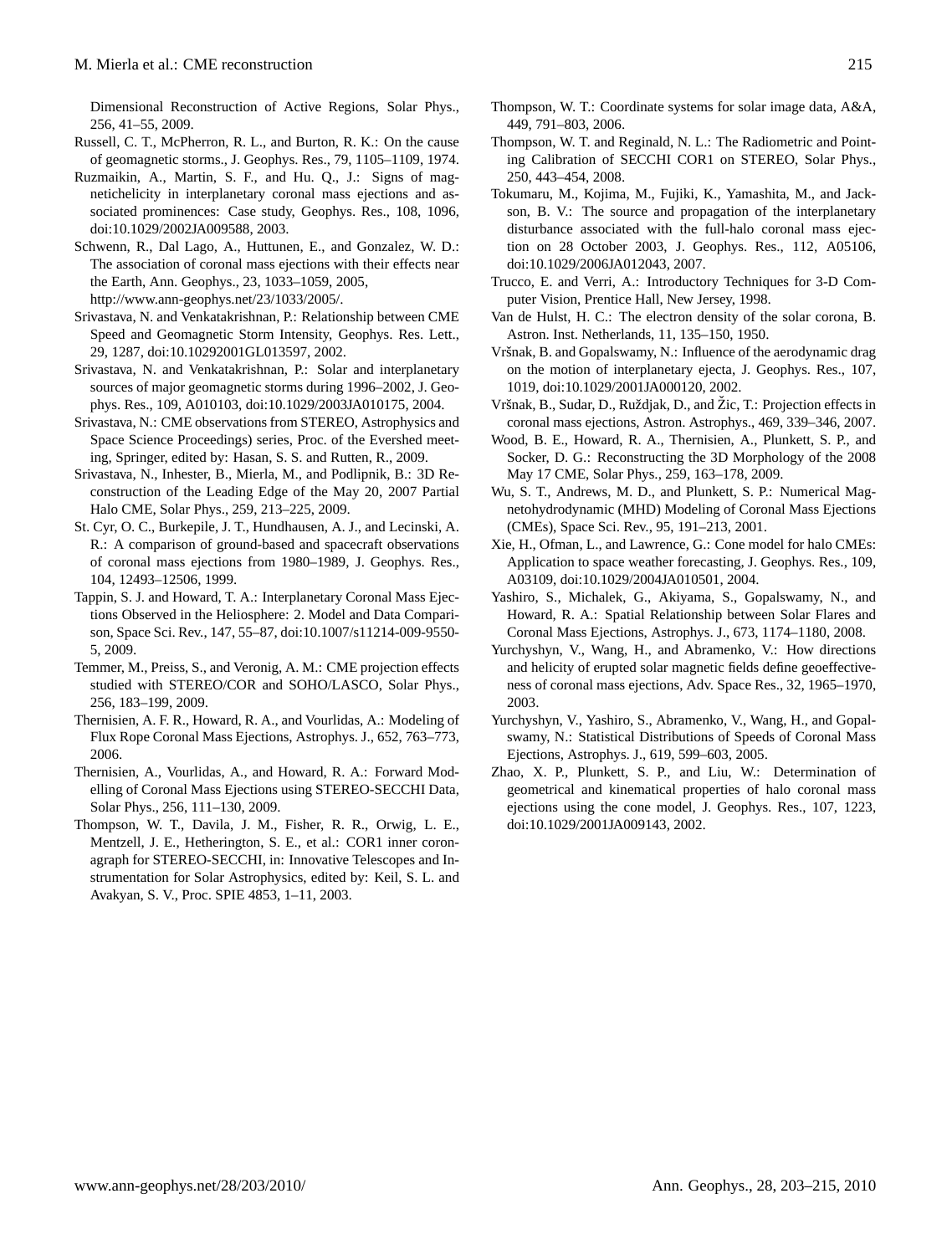Dimensional Reconstruction of Active Regions, Solar Phys., 256, 41–55, 2009.

Russell, C. T., McPherron, R. L., and Burton, R. K.: On the cause of geomagnetic storms., J. Geophys. Res., 79, 1105–1109, 1974.

Ruzmaikin, A., Martin, S. F., and Hu. Q., J.: Signs of magnetichelicity in interplanetary coronal mass ejections and associated prominences: Case study, Geophys. Res., 108, 1096, doi:10.1029/2002JA009588, 2003.

Schwenn, R., Dal Lago, A., Huttunen, E., and Gonzalez, W. D.: The association of coronal mass ejections with their effects near the Earth, Ann. Geophys., 23, 1033–1059, 2005, http://www.ann-geophys.net/23/1033/2005/.

Srivastava, N. and Venkatakrishnan, P.: Relationship between CME Speed and Geomagnetic Storm Intensity, Geophys. Res. Lett., 29, 1287, doi:10.10292001GL013597, 2002.

Srivastava, N. and Venkatakrishnan, P.: Solar and interplanetary sources of major geomagnetic storms during 1996–2002, J. Geophys. Res., 109, A010103, doi:10.1029/2003JA010175, 2004.

Srivastava, N.: CME observations from STEREO, Astrophysics and Space Science Proceedings) series, Proc. of the Evershed meeting, Springer, edited by: Hasan, S. S. and Rutten, R., 2009.

Srivastava, N., Inhester, B., Mierla, M., and Podlipnik, B.: 3D Reconstruction of the Leading Edge of the May 20, 2007 Partial Halo CME, Solar Phys., 259, 213–225, 2009.

St. Cyr, O. C., Burkepile, J. T., Hundhausen, A. J., and Lecinski, A. R.: A comparison of ground-based and spacecraft observations of coronal mass ejections from 1980–1989, J. Geophys. Res., 104, 12493–12506, 1999.

Tappin, S. J. and Howard, T. A.: Interplanetary Coronal Mass Ejections Observed in the Heliosphere: 2. Model and Data Comparison, Space Sci. Rev., 147, 55–87, doi:10.1007/s11214-009-9550-5, 2009.

Temmer, M., Preiss, S., and Veronig, A. M.: CME projection effects studied with STEREO/COR and SOHO/LASCO, Solar Phys., 256, 183–199, 2009.

Thernisien, A. F. R., Howard, R. A., and Vourlidas, A.: Modeling of Flux Rope Coronal Mass Ejections, Astrophys. J., 652, 763–773, 2006.

Thernisien, A., Vourlidas, A., and Howard, R. A.: Forward Modelling of Coronal Mass Ejections using STEREO-SECCHI Data, Solar Phys., 256, 111–130, 2009.

Thompson, W. T., Davila, J. M., Fisher, R. R., Orwig, L. E., Mentzell, J. E., Hetherington, S. E., et al.: COR1 inner coronagraph for STEREO-SECCHI, in: Innovative Telescopes and Instrumentation for Solar Astrophysics, edited by: Keil, S. L. and Avakyan, S. V., Proc. SPIE 4853, 1–11, 2003.

Thompson, W. T.: Coordinate systems for solar image data, A&A, 449, 791–803, 2006.

Thompson, W. T. and Reginald, N. L.: The Radiometric and Pointing Calibration of SECCHI COR1 on STEREO, Solar Phys., 250, 443–454, 2008.

Tokumaru, M., Kojima, M., Fujiki, K., Yamashita, M., and Jackson, B. V.: The source and propagation of the interplanetary disturbance associated with the full-halo coronal mass ejection on 28 October 2003, J. Geophys. Res., 112, A05106, doi:10.1029/2006JA012043, 2007.

Trucco, E. and Verri, A.: Introductory Techniques for 3-D Computer Vision, Prentice Hall, New Jersey, 1998.

Van de Hulst, H. C.: The electron density of the solar corona, B. Astron. Inst. Netherlands, 11, 135–150, 1950.

Vršnak, B. and Gopalswamy, N.: Influence of the aerodynamic drag on the motion of interplanetary ejecta, J. Geophys. Res., 107, 1019, doi:10.1029/2001JA000120, 2002.

Vršnak, B., Sudar, D., Ruždjak, D., and Žic, T.: Projection effects in coronal mass ejections, Astron. Astrophys., 469, 339–346, 2007.

Wood, B. E., Howard, R. A., Thernisien, A., Plunkett, S. P., and Socker, D. G.: Reconstructing the 3D Morphology of the 2008 May 17 CME, Solar Phys., 259, 163–178, 2009.

Wu, S. T., Andrews, M. D., and Plunkett, S. P.: Numerical Magnetohydrodynamic (MHD) Modeling of Coronal Mass Ejections (CMEs), Space Sci. Rev., 95, 191–213, 2001.

Xie, H., Ofman, L., and Lawrence, G.: Cone model for halo CMEs: Application to space weather forecasting, J. Geophys. Res., 109, A03109, doi:10.1029/2004JA010501, 2004.

Yashiro, S., Michalek, G., Akiyama, S., Gopalswamy, N., and Howard, R. A.: Spatial Relationship between Solar Flares and Coronal Mass Ejections, Astrophys. J., 673, 1174–1180, 2008.

Yurchyshyn, V., Wang, H., and Abramenko, V.: How directions and helicity of erupted solar magnetic fields define geoeffectiveness of coronal mass ejections, Adv. Space Res., 32, 1965–1970, 2003.

Yurchyshyn, V., Yashiro, S., Abramenko, V., Wang, H., and Gopalswamy, N.: Statistical Distributions of Speeds of Coronal Mass Ejections, Astrophys. J., 619, 599–603, 2005.

Zhao, X. P., Plunkett, S. P., and Liu, W.: Determination of geometrical and kinematical properties of halo coronal mass ejections using the cone model, J. Geophys. Res., 107, 1223, doi:10.1029/2001JA009143, 2002.